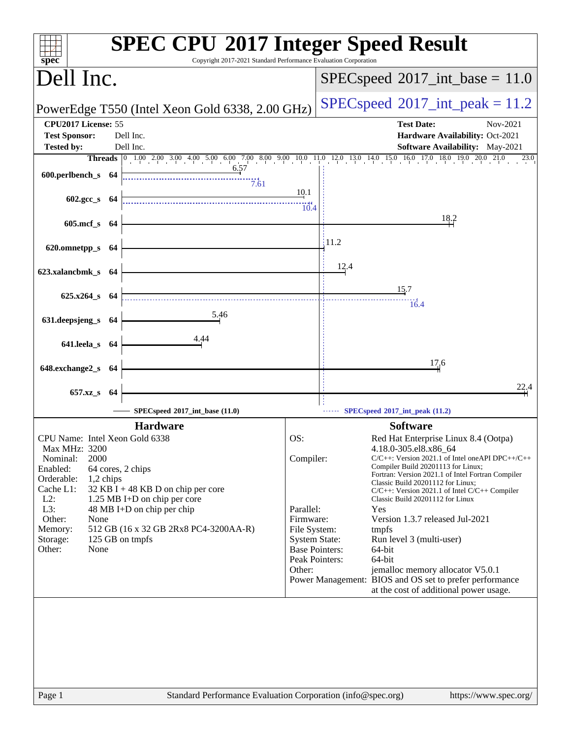# SPEC CPU 2017 Integer Speed Result

Copyright 2017-2021 Standard Performance Evaluation Corporation

## Dell Inc.

PowerEdge T550 (Intel Xeon Gold 6338, 2.00 GHz)

SPECspeed 2017_int_base = 11.0

SPECspeed 2017_int_peak = 11.2

| | | | |
|---|---|---|---|
| **CPU2017 License:** | 55 | **Test Date:** | Nov-2021 |
| **Test Sponsor:** | Dell Inc. | **Hardware Availability:** | Oct-2021 |
| **Tested by:** | Dell Inc. | **Software Availability:** | May-2021 |

| Benchmark | Threads | Base | Peak |
|---|---|---|---|
| 600.perlbench_s | 64 | 6.57 | 7.61 |
| 602.gcc_s | 64 | 10.1 | 10.4 |
| 605.mcf_s | 64 | 18.2 | |
| 620.omnetpp_s | 64 | 11.2 | |
| 623.xalancbmk_s | 64 | 12.4 | |
| 625.x264_s | 64 | 15.7 | 16.4 |
| 631.deepsjeng_s | 64 | 5.46 | |
| 641.leela_s | 64 | 4.44 | |
| 648.exchange2_s | 64 | 17.6 | |
| 657.xz_s | 64 | 22.4 | |

SPECspeed 2017_int_base (11.0) — SPECspeed 2017_int_peak (11.2)

### Hardware

- CPU Name: Intel Xeon Gold 6338
- Max MHz: 3200
- Nominal: 2000
- Enabled: 64 cores, 2 chips
- Orderable: 1,2 chips
- Cache L1: 32 KB I + 48 KB D on chip per core
- L2: 1.25 MB I+D on chip per core
- L3: 48 MB I+D on chip per chip
- Other: None
- Memory: 512 GB (16 x 32 GB 2Rx8 PC4-3200AA-R)
- Storage: 125 GB on tmpfs
- Other: None

### Software

- OS: Red Hat Enterprise Linux 8.4 (Ootpa) 4.18.0-305.el8.x86_64
- Compiler: C/C++: Version 2021.1 of Intel oneAPI DPC++/C++ Compiler Build 20201113 for Linux; Fortran: Version 2021.1 of Intel Fortran Compiler Classic Build 20201112 for Linux; C/C++: Version 2021.1 of Intel C/C++ Compiler Classic Build 20201112 for Linux
- Parallel: Yes
- Firmware: Version 1.3.7 released Jul-2021
- File System: tmpfs
- System State: Run level 3 (multi-user)
- Base Pointers: 64-bit
- Peak Pointers: 64-bit
- Other: jemalloc memory allocator V5.0.1
- Power Management: BIOS and OS set to prefer performance at the cost of additional power usage.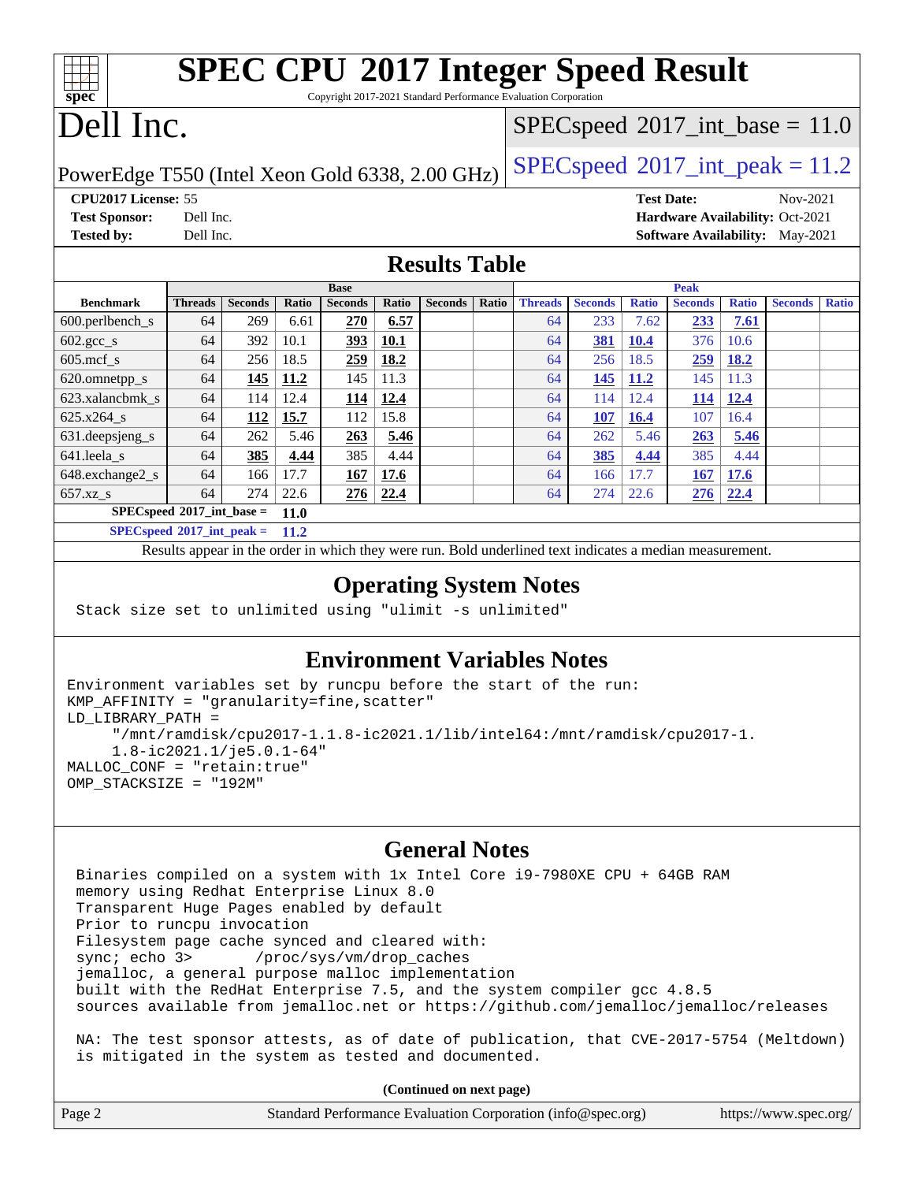# SPEC CPU 2017 Integer Speed Result

Copyright 2017-2021 Standard Performance Evaluation Corporation

# Dell Inc.

PowerEdge T550 (Intel Xeon Gold 6338, 2.00 GHz)

SPECspeed 2017_int_base = 11.0

SPECspeed 2017_int_peak = 11.2

**CPU2017 License:** 55
**Test Sponsor:** Dell Inc.
**Tested by:** Dell Inc.

**Test Date:** Nov-2021
**Hardware Availability:** Oct-2021
**Software Availability:** May-2021

## Results Table

| | Base | | | | | | | | Peak | | | | | | | |
|---|---|---|---|---|---|---|---|---|---|---|---|---|---|---|---|---|
| **Benchmark** | **Threads** | **Seconds** | **Ratio** | **Seconds** | **Ratio** | **Seconds** | **Ratio** | | **Threads** | **Seconds** | **Ratio** | **Seconds** | **Ratio** | **Seconds** | **Ratio** |
| 600.perlbench_s | 64 | 269 | 6.61 | **270** | **6.57** | | | | 64 | 233 | 7.62 | **233** | **7.61** | | |
| 602.gcc_s | 64 | 392 | 10.1 | **393** | **10.1** | | | | 64 | **381** | **10.4** | 376 | 10.6 | | |
| 605.mcf_s | 64 | 256 | 18.5 | **259** | **18.2** | | | | 64 | 256 | 18.5 | **259** | **18.2** | | |
| 620.omnetpp_s | 64 | **145** | **11.2** | 145 | 11.3 | | | | 64 | **145** | **11.2** | 145 | 11.3 | | |
| 623.xalancbmk_s | 64 | 114 | 12.4 | **114** | **12.4** | | | | 64 | 114 | 12.4 | **114** | **12.4** | | |
| 625.x264_s | 64 | **112** | **15.7** | 112 | 15.8 | | | | 64 | **107** | **16.4** | 107 | 16.4 | | |
| 631.deepsjeng_s | 64 | 262 | 5.46 | **263** | **5.46** | | | | 64 | 262 | 5.46 | **263** | **5.46** | | |
| 641.leela_s | 64 | **385** | **4.44** | 385 | 4.44 | | | | 64 | **385** | **4.44** | 385 | 4.44 | | |
| 648.exchange2_s | 64 | 166 | 17.7 | **167** | **17.6** | | | | 64 | 166 | 17.7 | **167** | **17.6** | | |
| 657.xz_s | 64 | 274 | 22.6 | **276** | **22.4** | | | | 64 | 274 | 22.6 | **276** | **22.4** | | |

**SPECspeed 2017_int_base =** **11.0**

**SPECspeed 2017_int_peak =** **11.2**

Results appear in the order in which they were run. Bold underlined text indicates a median measurement.

## Operating System Notes

```
Stack size set to unlimited using "ulimit -s unlimited"
```

## Environment Variables Notes

```
Environment variables set by runcpu before the start of the run:
KMP_AFFINITY = "granularity=fine,scatter"
LD_LIBRARY_PATH =
     "/mnt/ramdisk/cpu2017-1.1.8-ic2021.1/lib/intel64:/mnt/ramdisk/cpu2017-1.
     1.8-ic2021.1/je5.0.1-64"
MALLOC_CONF = "retain:true"
OMP_STACKSIZE = "192M"
```

## General Notes

```
Binaries compiled on a system with 1x Intel Core i9-7980XE CPU + 64GB RAM
memory using Redhat Enterprise Linux 8.0
Transparent Huge Pages enabled by default
Prior to runcpu invocation
Filesystem page cache synced and cleared with:
sync; echo 3>       /proc/sys/vm/drop_caches
jemalloc, a general purpose malloc implementation
built with the RedHat Enterprise 7.5, and the system compiler gcc 4.8.5
sources available from jemalloc.net or https://github.com/jemalloc/jemalloc/releases

NA: The test sponsor attests, as of date of publication, that CVE-2017-5754 (Meltdown)
is mitigated in the system as tested and documented.
```

**(Continued on next page)**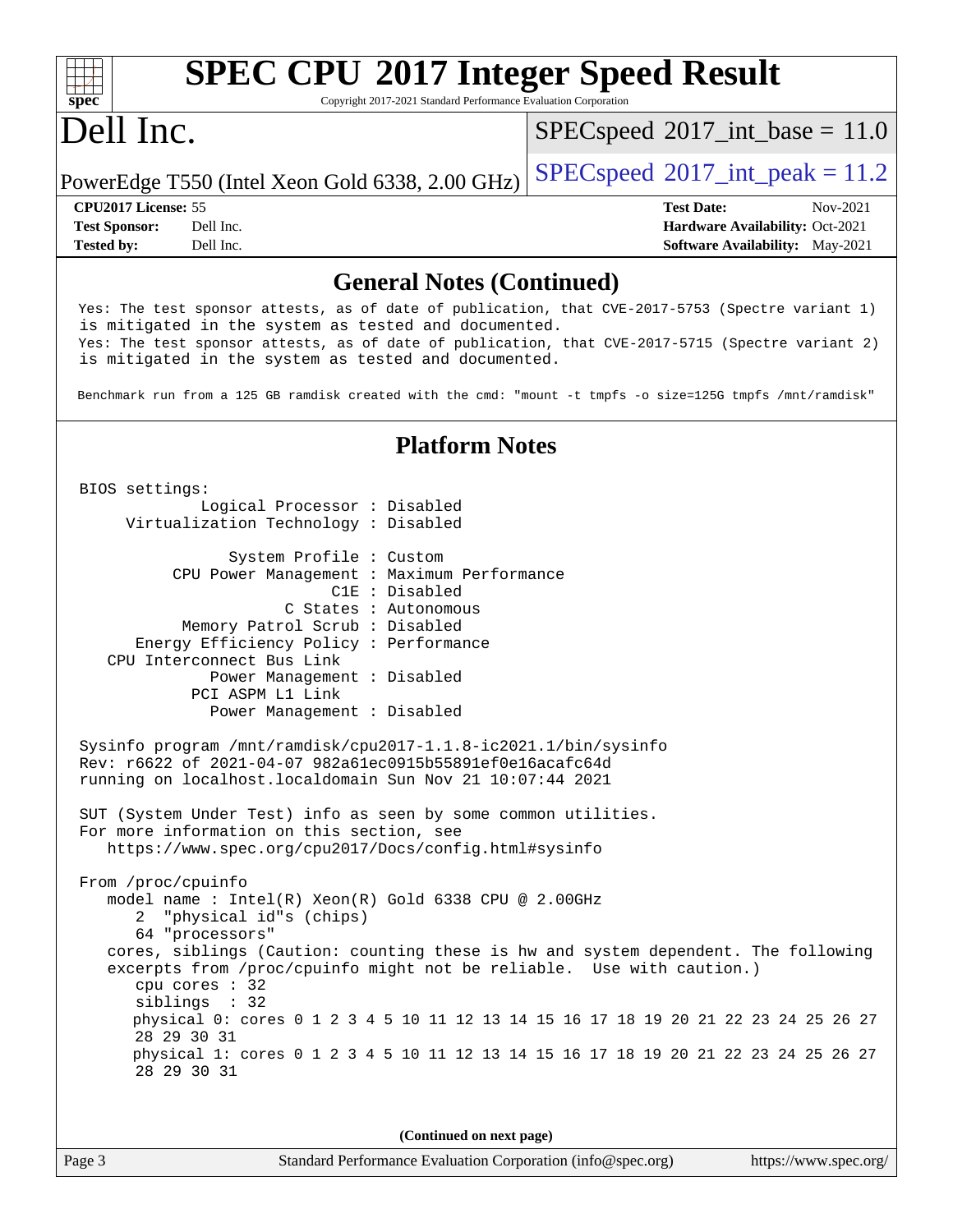# SPEC CPU 2017 Integer Speed Result

Copyright 2017-2021 Standard Performance Evaluation Corporation

# Dell Inc.

PowerEdge T550 (Intel Xeon Gold 6338, 2.00 GHz)

SPECspeed 2017_int_base = 11.0

SPECspeed 2017_int_peak = 11.2

| | | | |
|---|---|---|---|
| **CPU2017 License:** | 55 | **Test Date:** | Nov-2021 |
| **Test Sponsor:** | Dell Inc. | **Hardware Availability:** | Oct-2021 |
| **Tested by:** | Dell Inc. | **Software Availability:** | May-2021 |

## General Notes (Continued)

```
Yes: The test sponsor attests, as of date of publication, that CVE-2017-5753 (Spectre variant 1)
is mitigated in the system as tested and documented.
Yes: The test sponsor attests, as of date of publication, that CVE-2017-5715 (Spectre variant 2)
is mitigated in the system as tested and documented.

Benchmark run from a 125 GB ramdisk created with the cmd: "mount -t tmpfs -o size=125G tmpfs /mnt/ramdisk"
```

## Platform Notes

```
BIOS settings:
          Logical Processor : Disabled
     Virtualization Technology : Disabled

             System Profile : Custom
        CPU Power Management : Maximum Performance
                        C1E : Disabled
                   C States : Autonomous
        Memory Patrol Scrub : Disabled
     Energy Efficiency Policy : Performance
   CPU Interconnect Bus Link
           Power Management : Disabled
          PCI ASPM L1 Link
           Power Management : Disabled

Sysinfo program /mnt/ramdisk/cpu2017-1.1.8-ic2021.1/bin/sysinfo
Rev: r6622 of 2021-04-07 982a61ec0915b55891ef0e16acafc64d
running on localhost.localdomain Sun Nov 21 10:07:44 2021

SUT (System Under Test) info as seen by some common utilities.
For more information on this section, see
   https://www.spec.org/cpu2017/Docs/config.html#sysinfo

From /proc/cpuinfo
   model name : Intel(R) Xeon(R) Gold 6338 CPU @ 2.00GHz
      2  "physical id"s (chips)
      64 "processors"
   cores, siblings (Caution: counting these is hw and system dependent. The following
   excerpts from /proc/cpuinfo might not be reliable.  Use with caution.)
      cpu cores : 32
      siblings  : 32
      physical 0: cores 0 1 2 3 4 5 10 11 12 13 14 15 16 17 18 19 20 21 22 23 24 25 26 27
      28 29 30 31
      physical 1: cores 0 1 2 3 4 5 10 11 12 13 14 15 16 17 18 19 20 21 22 23 24 25 26 27
      28 29 30 31
```

(Continued on next page)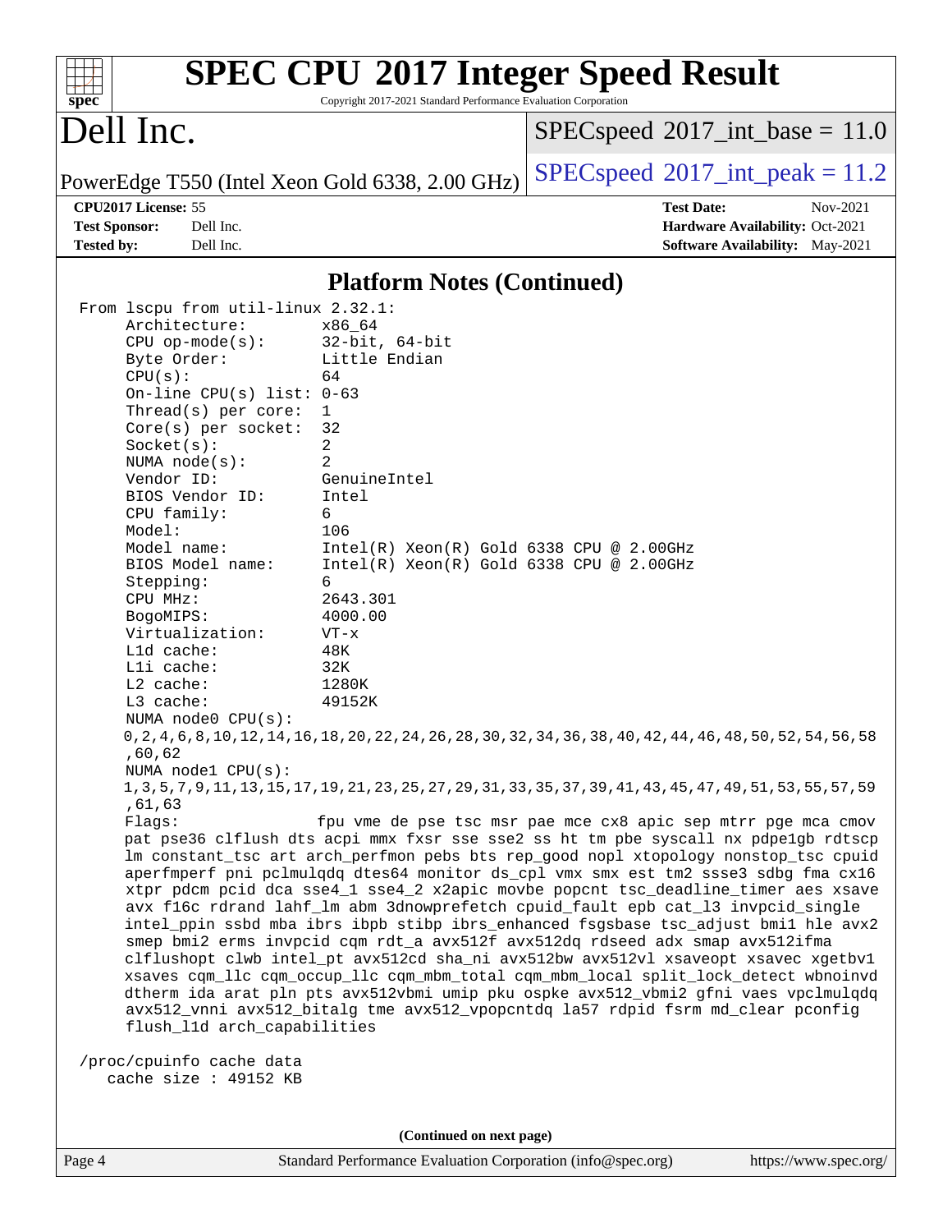## Platform Notes (Continued)

```
From lscpu from util-linux 2.32.1:
    Architecture:        x86_64
    CPU op-mode(s):      32-bit, 64-bit
    Byte Order:          Little Endian
    CPU(s):              64
    On-line CPU(s) list: 0-63
    Thread(s) per core:  1
    Core(s) per socket:  32
    Socket(s):           2
    NUMA node(s):        2
    Vendor ID:           GenuineIntel
    BIOS Vendor ID:      Intel
    CPU family:          6
    Model:               106
    Model name:          Intel(R) Xeon(R) Gold 6338 CPU @ 2.00GHz
    BIOS Model name:     Intel(R) Xeon(R) Gold 6338 CPU @ 2.00GHz
    Stepping:            6
    CPU MHz:             2643.301
    BogoMIPS:            4000.00
    Virtualization:      VT-x
    L1d cache:           48K
    L1i cache:           32K
    L2 cache:            1280K
    L3 cache:            49152K
    NUMA node0 CPU(s):
    0,2,4,6,8,10,12,14,16,18,20,22,24,26,28,30,32,34,36,38,40,42,44,46,48,50,52,54,56,58
    ,60,62
    NUMA node1 CPU(s):
    1,3,5,7,9,11,13,15,17,19,21,23,25,27,29,31,33,35,37,39,41,43,45,47,49,51,53,55,57,59
    ,61,63
    Flags:               fpu vme de pse tsc msr pae mce cx8 apic sep mtrr pge mca cmov
    pat pse36 clflush dts acpi mmx fxsr sse sse2 ss ht tm pbe syscall nx pdpe1gb rdtscp
    lm constant_tsc art arch_perfmon pebs bts rep_good nopl xtopology nonstop_tsc cpuid
    aperfmperf pni pclmulqdq dtes64 monitor ds_cpl vmx smx est tm2 ssse3 sdbg fma cx16
    xtpr pdcm pcid dca sse4_1 sse4_2 x2apic movbe popcnt tsc_deadline_timer aes xsave
    avx f16c rdrand lahf_lm abm 3dnowprefetch cpuid_fault epb cat_l3 invpcid_single
    intel_ppin ssbd mba ibrs ibpb stibp ibrs_enhanced fsgsbase tsc_adjust bmi1 hle avx2
    smep bmi2 erms invpcid cqm rdt_a avx512f avx512dq rdseed adx smap avx512ifma
    clflushopt clwb intel_pt avx512cd sha_ni avx512bw avx512vl xsaveopt xsavec xgetbv1
    xsaves cqm_llc cqm_occup_llc cqm_mbm_total cqm_mbm_local split_lock_detect wbnoinvd
    dtherm ida arat pln pts avx512vbmi umip pku ospke avx512_vbmi2 gfni vaes vpclmulqdq
    avx512_vnni avx512_bitalg tme avx512_vpopcntdq la57 rdpid fsrm md_clear pconfig
    flush_l1d arch_capabilities

/proc/cpuinfo cache data
   cache size : 49152 KB
```

(Continued on next page)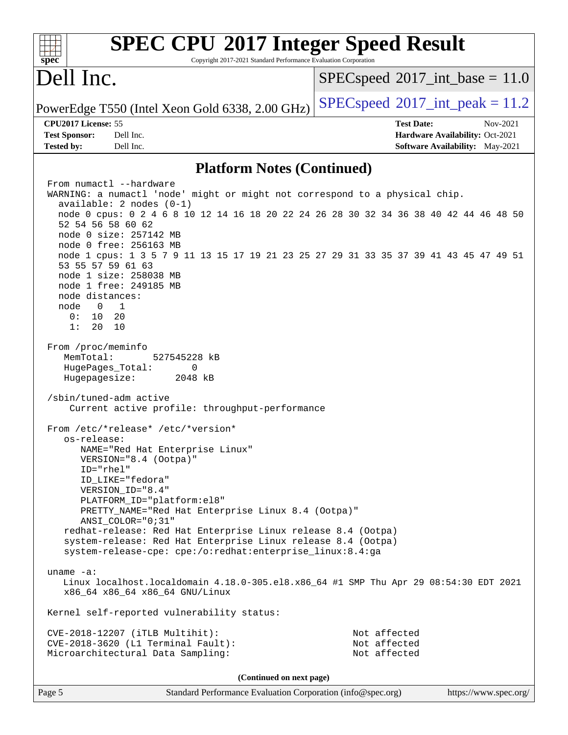# SPEC CPU 2017 Integer Speed Result

Copyright 2017-2021 Standard Performance Evaluation Corporation

# Dell Inc.

PowerEdge T550 (Intel Xeon Gold 6338, 2.00 GHz)

SPECspeed 2017_int_base = 11.0

SPECspeed 2017_int_peak = 11.2

**CPU2017 License:** 55
**Test Sponsor:** Dell Inc.
**Tested by:** Dell Inc.

**Test Date:** Nov-2021
**Hardware Availability:** Oct-2021
**Software Availability:** May-2021

## Platform Notes (Continued)

```
From numactl --hardware
WARNING: a numactl 'node' might or might not correspond to a physical chip.
  available: 2 nodes (0-1)
  node 0 cpus: 0 2 4 6 8 10 12 14 16 18 20 22 24 26 28 30 32 34 36 38 40 42 44 46 48 50
  52 54 56 58 60 62
  node 0 size: 257142 MB
  node 0 free: 256163 MB
  node 1 cpus: 1 3 5 7 9 11 13 15 17 19 21 23 25 27 29 31 33 35 37 39 41 43 45 47 49 51
  53 55 57 59 61 63
  node 1 size: 258038 MB
  node 1 free: 249185 MB
  node distances:
  node   0   1
    0:  10  20
    1:  20  10

From /proc/meminfo
   MemTotal:       527545228 kB
   HugePages_Total:       0
   Hugepagesize:       2048 kB

/sbin/tuned-adm active
    Current active profile: throughput-performance

From /etc/*release* /etc/*version*
   os-release:
      NAME="Red Hat Enterprise Linux"
      VERSION="8.4 (Ootpa)"
      ID="rhel"
      ID_LIKE="fedora"
      VERSION_ID="8.4"
      PLATFORM_ID="platform:el8"
      PRETTY_NAME="Red Hat Enterprise Linux 8.4 (Ootpa)"
      ANSI_COLOR="0;31"
   redhat-release: Red Hat Enterprise Linux release 8.4 (Ootpa)
   system-release: Red Hat Enterprise Linux release 8.4 (Ootpa)
   system-release-cpe: cpe:/o:redhat:enterprise_linux:8.4:ga

uname -a:
   Linux localhost.localdomain 4.18.0-305.el8.x86_64 #1 SMP Thu Apr 29 08:54:30 EDT 2021
   x86_64 x86_64 x86_64 GNU/Linux

Kernel self-reported vulnerability status:

CVE-2018-12207 (iTLB Multihit):                                 Not affected
CVE-2018-3620 (L1 Terminal Fault):                              Not affected
Microarchitectural Data Sampling:                               Not affected
```

**(Continued on next page)**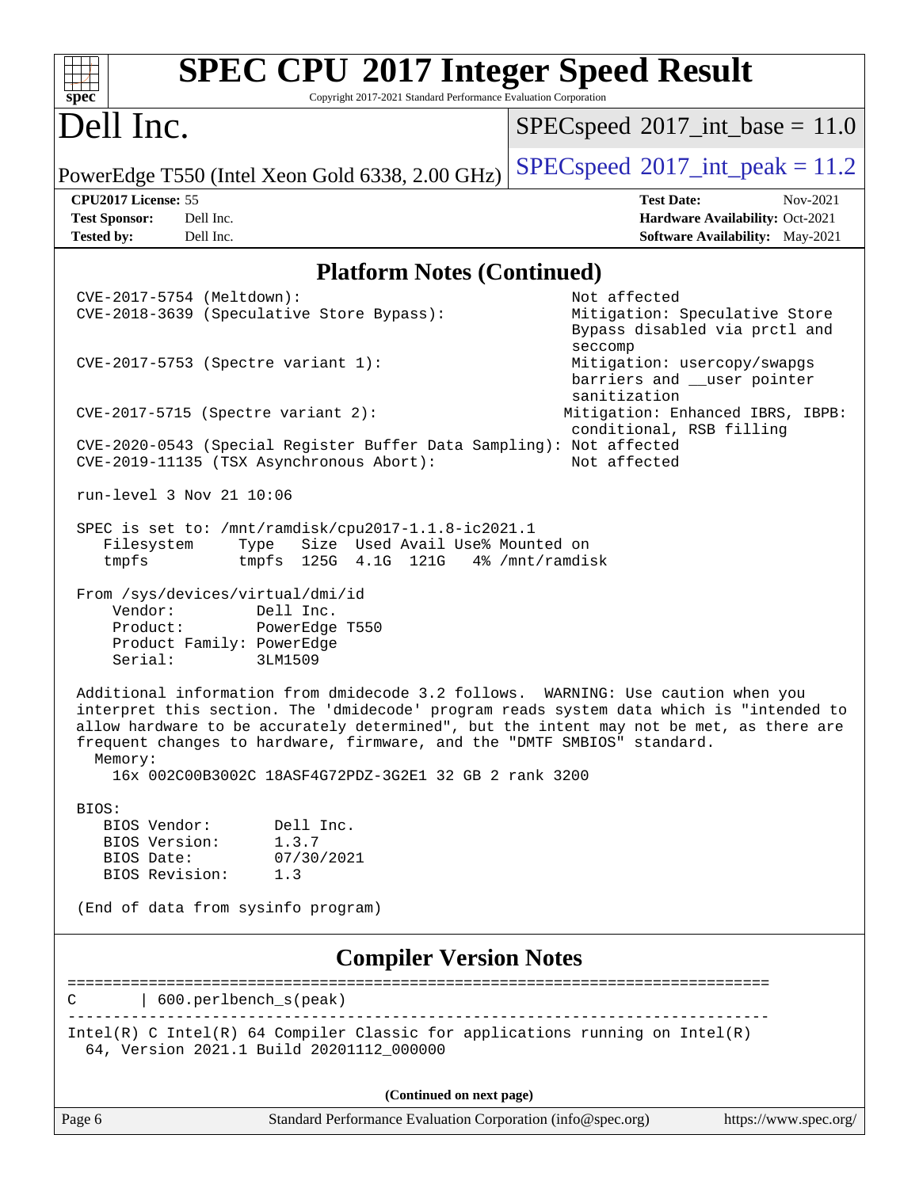## Platform Notes (Continued)

```
CVE-2017-5754 (Meltdown):                                    Not affected
CVE-2018-3639 (Speculative Store Bypass):                    Mitigation: Speculative Store
                                                             Bypass disabled via prctl and
                                                             seccomp
CVE-2017-5753 (Spectre variant 1):                           Mitigation: usercopy/swapgs
                                                             barriers and __user pointer
                                                             sanitization
CVE-2017-5715 (Spectre variant 2):                          Mitigation: Enhanced IBRS, IBPB:
                                                             conditional, RSB filling
CVE-2020-0543 (Special Register Buffer Data Sampling): Not affected
CVE-2019-11135 (TSX Asynchronous Abort):                     Not affected

run-level 3 Nov 21 10:06

SPEC is set to: /mnt/ramdisk/cpu2017-1.1.8-ic2021.1
   Filesystem     Type   Size  Used Avail Use% Mounted on
   tmpfs          tmpfs  125G  4.1G  121G   4% /mnt/ramdisk

From /sys/devices/virtual/dmi/id
    Vendor:         Dell Inc.
    Product:        PowerEdge T550
    Product Family: PowerEdge
    Serial:         3LM1509

Additional information from dmidecode 3.2 follows.  WARNING: Use caution when you
interpret this section. The 'dmidecode' program reads system data which is "intended to
allow hardware to be accurately determined", but the intent may not be met, as there are
frequent changes to hardware, firmware, and the "DMTF SMBIOS" standard.
  Memory:
    16x 002C00B3002C 18ASF4G72PDZ-3G2E1 32 GB 2 rank 3200

BIOS:
   BIOS Vendor:       Dell Inc.
   BIOS Version:      1.3.7
   BIOS Date:         07/30/2021
   BIOS Revision:     1.3

(End of data from sysinfo program)
```

## Compiler Version Notes

```
==============================================================================
C       | 600.perlbench_s(peak)
------------------------------------------------------------------------------
Intel(R) C Intel(R) 64 Compiler Classic for applications running on Intel(R)
  64, Version 2021.1 Build 20201112_000000
```

(Continued on next page)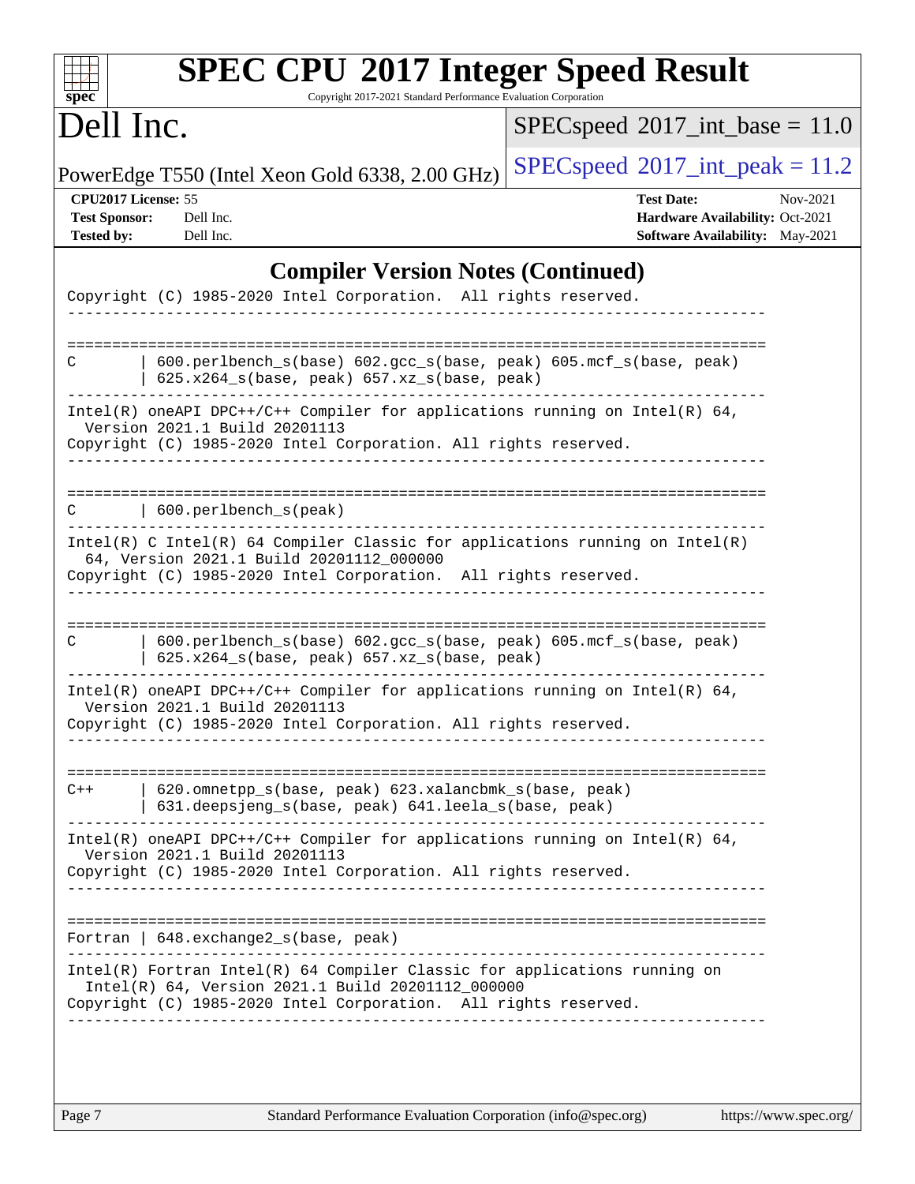## Compiler Version Notes (Continued)

```
Copyright (C) 1985-2020 Intel Corporation.  All rights reserved.
------------------------------------------------------------------------------

==============================================================================
C       | 600.perlbench_s(base) 602.gcc_s(base, peak) 605.mcf_s(base, peak)
        | 625.x264_s(base, peak) 657.xz_s(base, peak)
------------------------------------------------------------------------------
Intel(R) oneAPI DPC++/C++ Compiler for applications running on Intel(R) 64,
  Version 2021.1 Build 20201113
Copyright (C) 1985-2020 Intel Corporation. All rights reserved.
------------------------------------------------------------------------------

==============================================================================
C       | 600.perlbench_s(peak)
------------------------------------------------------------------------------
Intel(R) C Intel(R) 64 Compiler Classic for applications running on Intel(R)
  64, Version 2021.1 Build 20201112_000000
Copyright (C) 1985-2020 Intel Corporation.  All rights reserved.
------------------------------------------------------------------------------

==============================================================================
C       | 600.perlbench_s(base) 602.gcc_s(base, peak) 605.mcf_s(base, peak)
        | 625.x264_s(base, peak) 657.xz_s(base, peak)
------------------------------------------------------------------------------
Intel(R) oneAPI DPC++/C++ Compiler for applications running on Intel(R) 64,
  Version 2021.1 Build 20201113
Copyright (C) 1985-2020 Intel Corporation. All rights reserved.
------------------------------------------------------------------------------

==============================================================================
C++     | 620.omnetpp_s(base, peak) 623.xalancbmk_s(base, peak)
        | 631.deepsjeng_s(base, peak) 641.leela_s(base, peak)
------------------------------------------------------------------------------
Intel(R) oneAPI DPC++/C++ Compiler for applications running on Intel(R) 64,
  Version 2021.1 Build 20201113
Copyright (C) 1985-2020 Intel Corporation. All rights reserved.
------------------------------------------------------------------------------

==============================================================================
Fortran | 648.exchange2_s(base, peak)
------------------------------------------------------------------------------
Intel(R) Fortran Intel(R) 64 Compiler Classic for applications running on
  Intel(R) 64, Version 2021.1 Build 20201112_000000
Copyright (C) 1985-2020 Intel Corporation.  All rights reserved.
------------------------------------------------------------------------------
```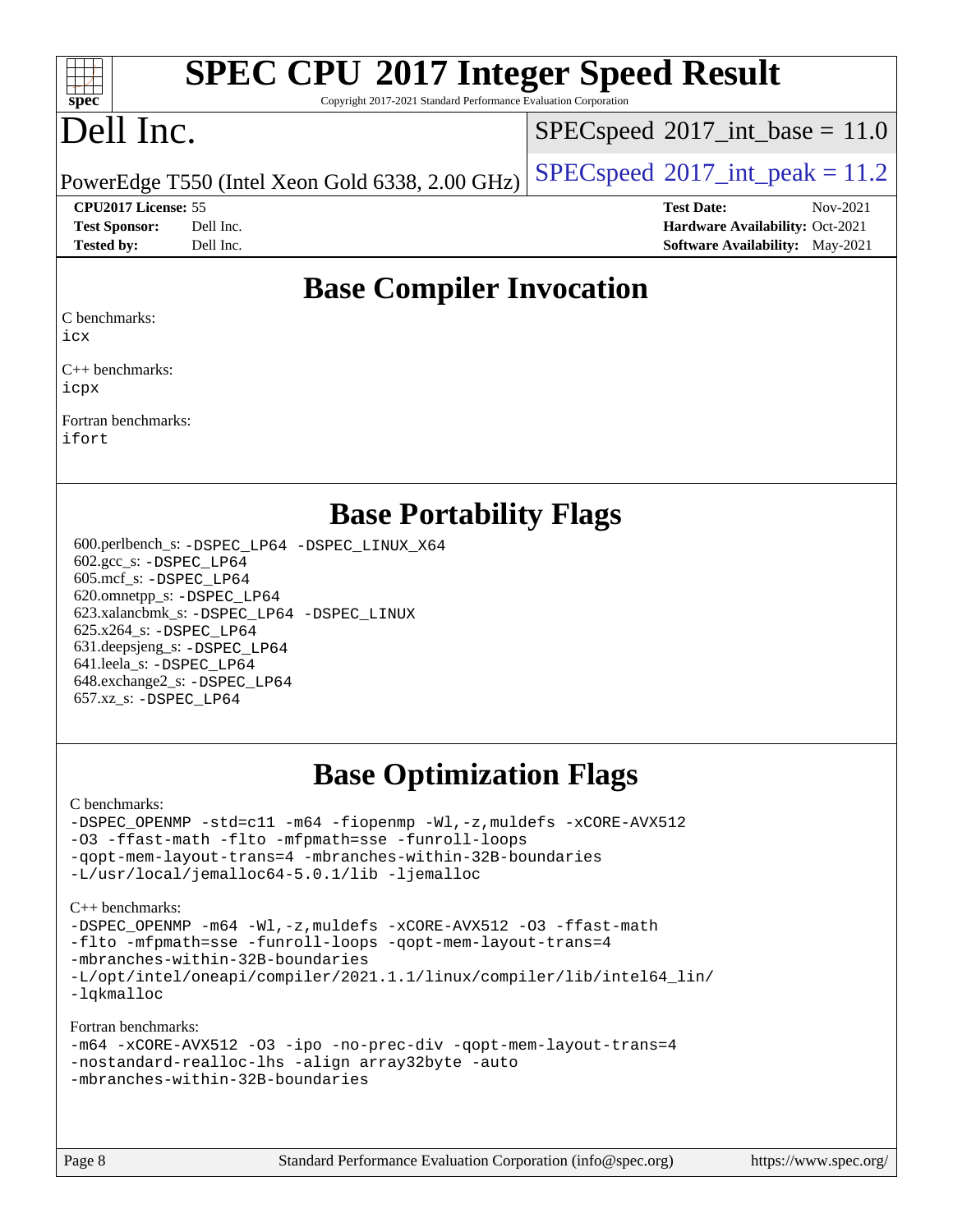# Base Compiler Invocation

C benchmarks:
icx

C++ benchmarks:
icpx

Fortran benchmarks:
ifort

# Base Portability Flags

600.perlbench_s: -DSPEC_LP64 -DSPEC_LINUX_X64
602.gcc_s: -DSPEC_LP64
605.mcf_s: -DSPEC_LP64
620.omnetpp_s: -DSPEC_LP64
623.xalancbmk_s: -DSPEC_LP64 -DSPEC_LINUX
625.x264_s: -DSPEC_LP64
631.deepsjeng_s: -DSPEC_LP64
641.leela_s: -DSPEC_LP64
648.exchange2_s: -DSPEC_LP64
657.xz_s: -DSPEC_LP64

# Base Optimization Flags

C benchmarks:
-DSPEC_OPENMP -std=c11 -m64 -fiopenmp -Wl,-z,muldefs -xCORE-AVX512 -O3 -ffast-math -flto -mfpmath=sse -funroll-loops -qopt-mem-layout-trans=4 -mbranches-within-32B-boundaries -L/usr/local/jemalloc64-5.0.1/lib -ljemalloc

C++ benchmarks:
-DSPEC_OPENMP -m64 -Wl,-z,muldefs -xCORE-AVX512 -O3 -ffast-math -flto -mfpmath=sse -funroll-loops -qopt-mem-layout-trans=4 -mbranches-within-32B-boundaries -L/opt/intel/oneapi/compiler/2021.1.1/linux/compiler/lib/intel64_lin/ -lqkmalloc

Fortran benchmarks:
-m64 -xCORE-AVX512 -O3 -ipo -no-prec-div -qopt-mem-layout-trans=4 -nostandard-realloc-lhs -align array32byte -auto -mbranches-within-32B-boundaries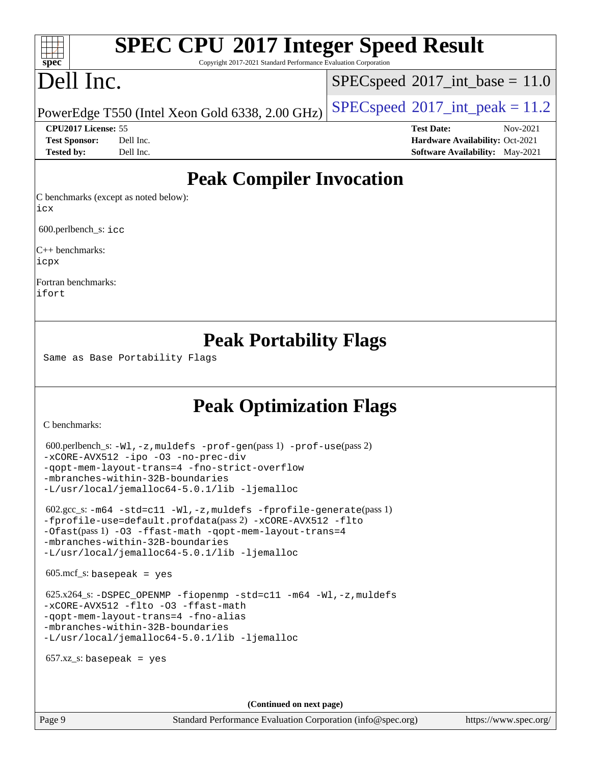# SPEC CPU 2017 Integer Speed Result

Copyright 2017-2021 Standard Performance Evaluation Corporation

# Dell Inc.

PowerEdge T550 (Intel Xeon Gold 6338, 2.00 GHz)

SPECspeed 2017_int_base = 11.0

SPECspeed 2017_int_peak = 11.2

**CPU2017 License:** 55
**Test Sponsor:** Dell Inc.
**Tested by:** Dell Inc.

**Test Date:** Nov-2021
**Hardware Availability:** Oct-2021
**Software Availability:** May-2021

## Peak Compiler Invocation

C benchmarks (except as noted below):
icx

600.perlbench_s: icc

C++ benchmarks:
icpx

Fortran benchmarks:
ifort

## Peak Portability Flags

Same as Base Portability Flags

## Peak Optimization Flags

C benchmarks:

600.perlbench_s: -Wl,-z,muldefs -prof-gen(pass 1) -prof-use(pass 2) -xCORE-AVX512 -ipo -O3 -no-prec-div -qopt-mem-layout-trans=4 -fno-strict-overflow -mbranches-within-32B-boundaries -L/usr/local/jemalloc64-5.0.1/lib -ljemalloc

602.gcc_s: -m64 -std=c11 -Wl,-z,muldefs -fprofile-generate(pass 1) -fprofile-use=default.profdata(pass 2) -xCORE-AVX512 -flto -Ofast(pass 1) -O3 -ffast-math -qopt-mem-layout-trans=4 -mbranches-within-32B-boundaries -L/usr/local/jemalloc64-5.0.1/lib -ljemalloc

605.mcf_s: basepeak = yes

625.x264_s: -DSPEC_OPENMP -fiopenmp -std=c11 -m64 -Wl,-z,muldefs -xCORE-AVX512 -flto -O3 -ffast-math -qopt-mem-layout-trans=4 -fno-alias -mbranches-within-32B-boundaries -L/usr/local/jemalloc64-5.0.1/lib -ljemalloc

657.xz_s: basepeak = yes

**(Continued on next page)**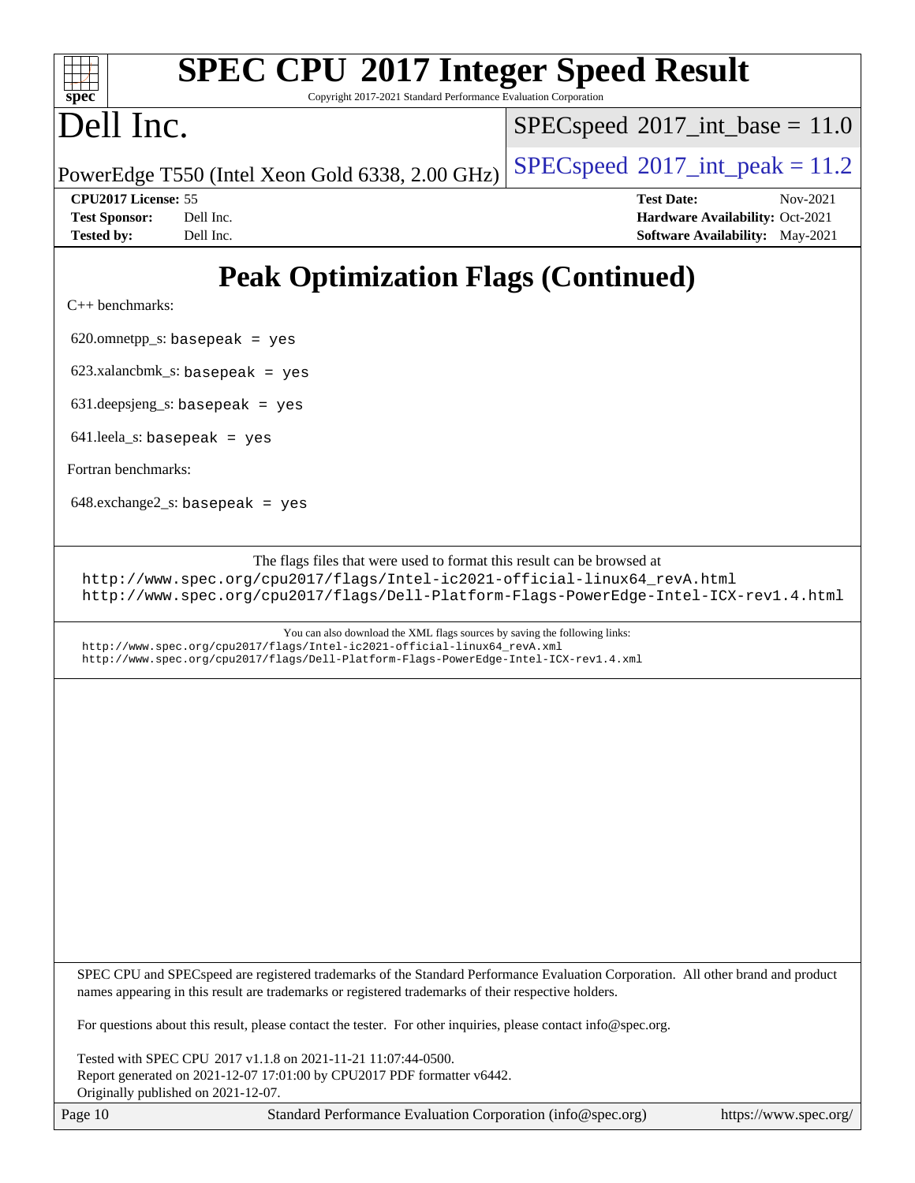# Peak Optimization Flags (Continued)

C++ benchmarks:

620.omnetpp_s: `basepeak = yes`

623.xalancbmk_s: `basepeak = yes`

631.deepsjeng_s: `basepeak = yes`

641.leela_s: `basepeak = yes`

Fortran benchmarks:

648.exchange2_s: `basepeak = yes`

The flags files that were used to format this result can be browsed at
http://www.spec.org/cpu2017/flags/Intel-ic2021-official-linux64_revA.html
http://www.spec.org/cpu2017/flags/Dell-Platform-Flags-PowerEdge-Intel-ICX-rev1.4.html

You can also download the XML flags sources by saving the following links:
http://www.spec.org/cpu2017/flags/Intel-ic2021-official-linux64_revA.xml
http://www.spec.org/cpu2017/flags/Dell-Platform-Flags-PowerEdge-Intel-ICX-rev1.4.xml

SPEC CPU and SPECspeed are registered trademarks of the Standard Performance Evaluation Corporation. All other brand and product names appearing in this result are trademarks or registered trademarks of their respective holders.

For questions about this result, please contact the tester. For other inquiries, please contact info@spec.org.

Tested with SPEC CPU 2017 v1.1.8 on 2021-11-21 11:07:44-0500.
Report generated on 2021-12-07 17:01:00 by CPU2017 PDF formatter v6442.
Originally published on 2021-12-07.